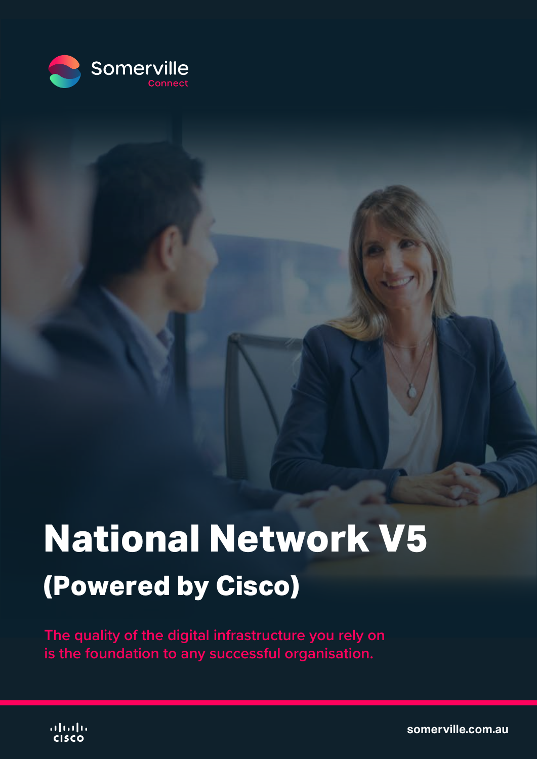Somerville Connect

# National Network V5

## (Powered by Cisco)

The quality of the digital infrastructure you rely on is the foundation to any successful organisation.

cisco

somerville.com.au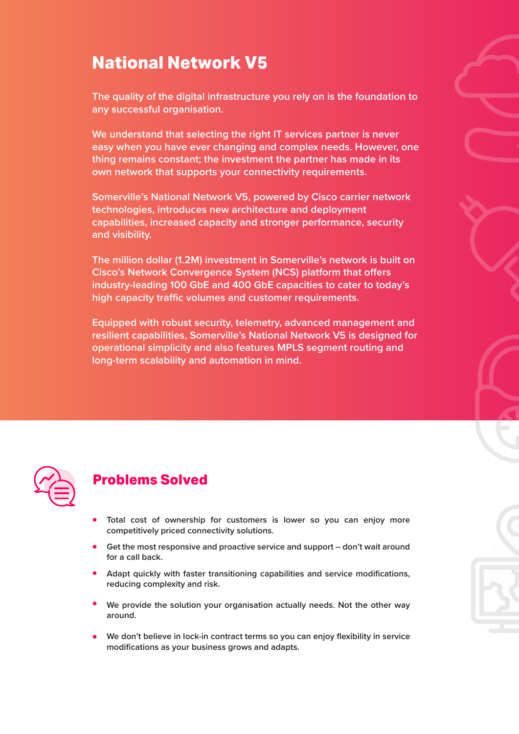# National Network V5

The quality of the digital infrastructure you rely on is the foundation to any successful organisation.

We understand that selecting the right IT services partner is never easy when you have ever changing and complex needs. However, one thing remains constant; the investment the partner has made in its own network that supports your connectivity requirements.

Somerville's National Network V5, powered by Cisco carrier network technologies, introduces new architecture and deployment capabilities, increased capacity and stronger performance, security and visibility.

The million dollar (1.2M) investment in Somerville's network is built on Cisco's Network Convergence System (NCS) platform that offers industry-leading 100 GbE and 400 GbE capacities to cater to today's high capacity traffic volumes and customer requirements.

Equipped with robust security, telemetry, advanced management and resilient capabilities, Somerville's National Network V5 is designed for operational simplicity and also features MPLS segment routing and long-term scalability and automation in mind.

## Problems Solved

- Total cost of ownership for customers is lower so you can enjoy more competitively priced connectivity solutions.
- Get the most responsive and proactive service and support – don't wait around for a call back.
- Adapt quickly with faster transitioning capabilities and service modifications, reducing complexity and risk.
- We provide the solution your organisation actually needs. Not the other way around.
- We don't believe in lock-in contract terms so you can enjoy flexibility in service modifications as your business grows and adapts.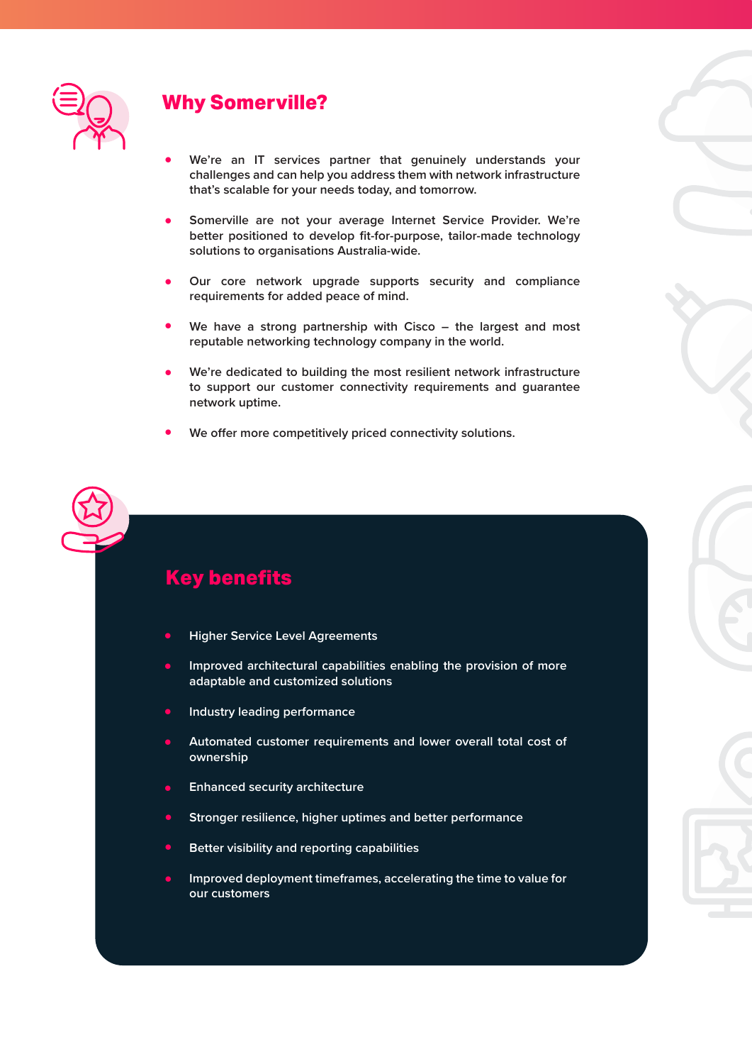## Why Somerville?

- We're an IT services partner that genuinely understands your challenges and can help you address them with network infrastructure that's scalable for your needs today, and tomorrow.
- Somerville are not your average Internet Service Provider. We're better positioned to develop fit-for-purpose, tailor-made technology solutions to organisations Australia-wide.
- Our core network upgrade supports security and compliance requirements for added peace of mind.
- We have a strong partnership with Cisco – the largest and most reputable networking technology company in the world.
- We're dedicated to building the most resilient network infrastructure to support our customer connectivity requirements and guarantee network uptime.
- We offer more competitively priced connectivity solutions.

## Key benefits

- Higher Service Level Agreements
- Improved architectural capabilities enabling the provision of more adaptable and customized solutions
- Industry leading performance
- Automated customer requirements and lower overall total cost of ownership
- Enhanced security architecture
- Stronger resilience, higher uptimes and better performance
- Better visibility and reporting capabilities
- Improved deployment timeframes, accelerating the time to value for our customers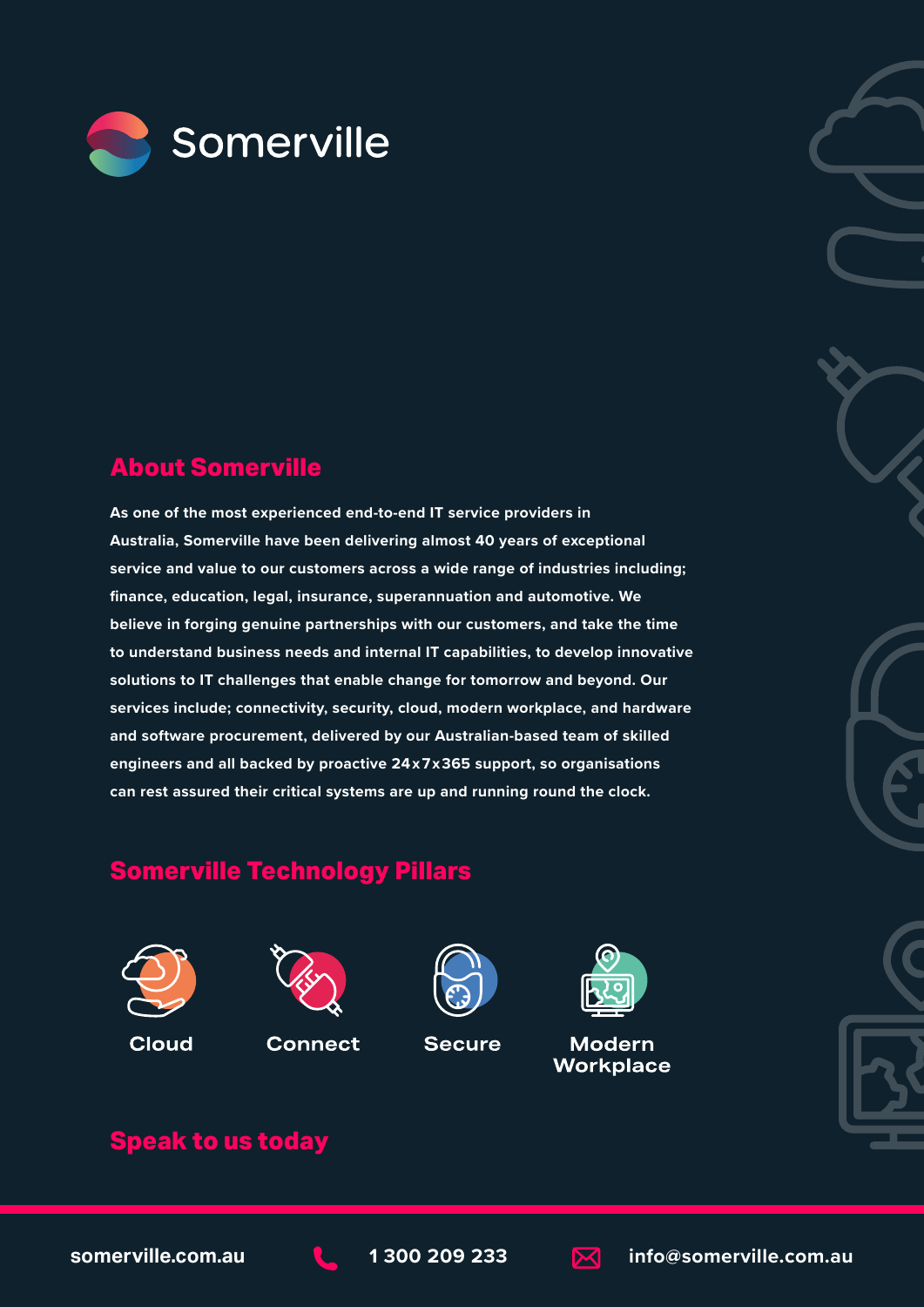# Somerville

## About Somerville

As one of the most experienced end-to-end IT service providers in Australia, Somerville have been delivering almost 40 years of exceptional service and value to our customers across a wide range of industries including; finance, education, legal, insurance, superannuation and automotive. We believe in forging genuine partnerships with our customers, and take the time to understand business needs and internal IT capabilities, to develop innovative solutions to IT challenges that enable change for tomorrow and beyond. Our services include; connectivity, security, cloud, modern workplace, and hardware and software procurement, delivered by our Australian-based team of skilled engineers and all backed by proactive 24x7x365 support, so organisations can rest assured their critical systems are up and running round the clock.

## Somerville Technology Pillars

Cloud

Connect

Secure

Modern Workplace

## Speak to us today

somerville.com.au

1 300 209 233

info@somerville.com.au